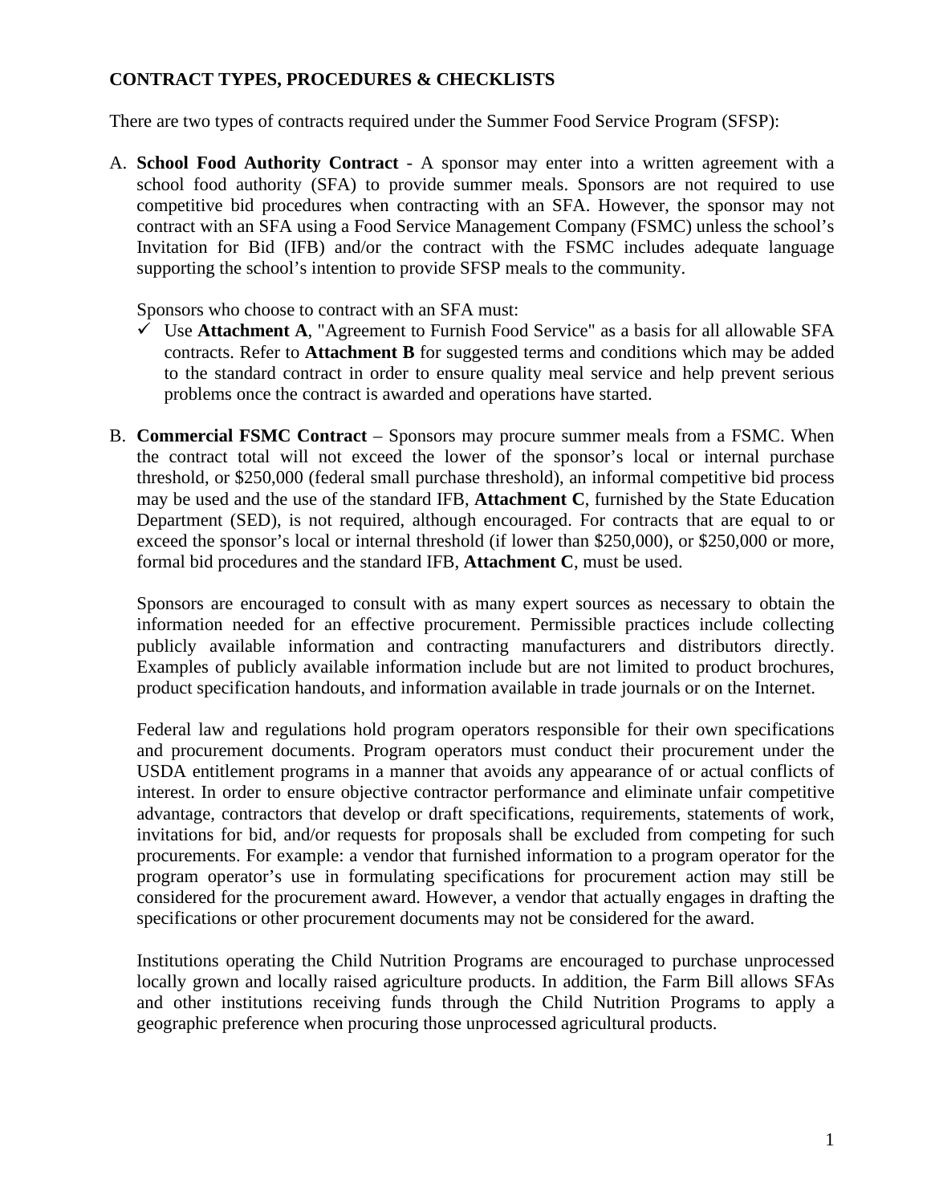## CONTRACT TYPES, PROCEDURES & CHECKLISTS

There are two types of contracts required under the Summer Food Service Program (SFSP):

A. **School Food Authority Contract** - A sponsor may enter into a written agreement with a school food authority (SFA) to provide summer meals. Sponsors are not required to use competitive bid procedures when contracting with an SFA. However, the sponsor may not contract with an SFA using a Food Service Management Company (FSMC) unless the school's Invitation for Bid (IFB) and/or the contract with the FSMC includes adequate language supporting the school's intention to provide SFSP meals to the community.

   Sponsors who choose to contract with an SFA must:

   - ✓ Use **Attachment A**, "Agreement to Furnish Food Service" as a basis for all allowable SFA contracts. Refer to **Attachment B** for suggested terms and conditions which may be added to the standard contract in order to ensure quality meal service and help prevent serious problems once the contract is awarded and operations have started.

B. **Commercial FSMC Contract** – Sponsors may procure summer meals from a FSMC. When the contract total will not exceed the lower of the sponsor's local or internal purchase threshold, or $250,000 (federal small purchase threshold), an informal competitive bid process may be used and the use of the standard IFB, **Attachment C**, furnished by the State Education Department (SED), is not required, although encouraged. For contracts that are equal to or exceed the sponsor's local or internal threshold (if lower than $250,000), or $250,000 or more, formal bid procedures and the standard IFB, **Attachment C**, must be used.

   Sponsors are encouraged to consult with as many expert sources as necessary to obtain the information needed for an effective procurement. Permissible practices include collecting publicly available information and contracting manufacturers and distributors directly. Examples of publicly available information include but are not limited to product brochures, product specification handouts, and information available in trade journals or on the Internet.

   Federal law and regulations hold program operators responsible for their own specifications and procurement documents. Program operators must conduct their procurement under the USDA entitlement programs in a manner that avoids any appearance of or actual conflicts of interest. In order to ensure objective contractor performance and eliminate unfair competitive advantage, contractors that develop or draft specifications, requirements, statements of work, invitations for bid, and/or requests for proposals shall be excluded from competing for such procurements. For example: a vendor that furnished information to a program operator for the program operator's use in formulating specifications for procurement action may still be considered for the procurement award. However, a vendor that actually engages in drafting the specifications or other procurement documents may not be considered for the award.

   Institutions operating the Child Nutrition Programs are encouraged to purchase unprocessed locally grown and locally raised agriculture products. In addition, the Farm Bill allows SFAs and other institutions receiving funds through the Child Nutrition Programs to apply a geographic preference when procuring those unprocessed agricultural products.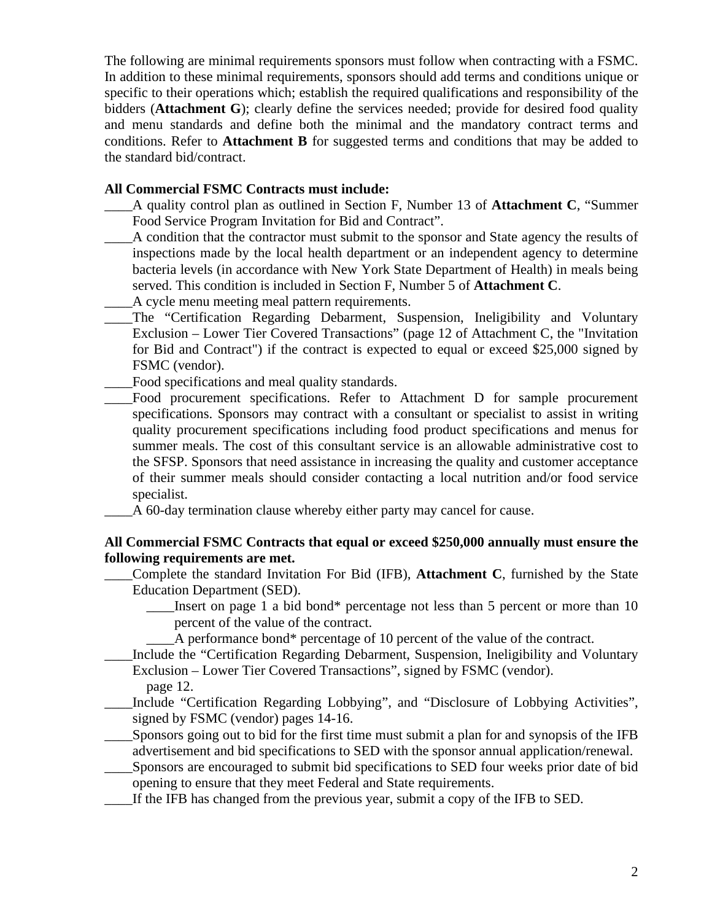The following are minimal requirements sponsors must follow when contracting with a FSMC. In addition to these minimal requirements, sponsors should add terms and conditions unique or specific to their operations which; establish the required qualifications and responsibility of the bidders (**Attachment G**); clearly define the services needed; provide for desired food quality and menu standards and define both the minimal and the mandatory contract terms and conditions. Refer to **Attachment B** for suggested terms and conditions that may be added to the standard bid/contract.

**All Commercial FSMC Contracts must include:**

____A quality control plan as outlined in Section F, Number 13 of **Attachment C**, "Summer Food Service Program Invitation for Bid and Contract".

____A condition that the contractor must submit to the sponsor and State agency the results of inspections made by the local health department or an independent agency to determine bacteria levels (in accordance with New York State Department of Health) in meals being served. This condition is included in Section F, Number 5 of **Attachment C**.

____A cycle menu meeting meal pattern requirements.

____The "Certification Regarding Debarment, Suspension, Ineligibility and Voluntary Exclusion – Lower Tier Covered Transactions" (page 12 of Attachment C, the "Invitation for Bid and Contract") if the contract is expected to equal or exceed $25,000 signed by FSMC (vendor).

____Food specifications and meal quality standards.

____Food procurement specifications. Refer to Attachment D for sample procurement specifications. Sponsors may contract with a consultant or specialist to assist in writing quality procurement specifications including food product specifications and menus for summer meals. The cost of this consultant service is an allowable administrative cost to the SFSP. Sponsors that need assistance in increasing the quality and customer acceptance of their summer meals should consider contacting a local nutrition and/or food service specialist.

____A 60-day termination clause whereby either party may cancel for cause.

**All Commercial FSMC Contracts that equal or exceed $250,000 annually must ensure the following requirements are met.**

____Complete the standard Invitation For Bid (IFB), **Attachment C**, furnished by the State Education Department (SED).

  ____Insert on page 1 a bid bond* percentage not less than 5 percent or more than 10 percent of the value of the contract.

  ____A performance bond* percentage of 10 percent of the value of the contract.

____Include the "Certification Regarding Debarment, Suspension, Ineligibility and Voluntary Exclusion – Lower Tier Covered Transactions", signed by FSMC (vendor). page 12.

____Include "Certification Regarding Lobbying", and "Disclosure of Lobbying Activities", signed by FSMC (vendor) pages 14-16.

____Sponsors going out to bid for the first time must submit a plan for and synopsis of the IFB advertisement and bid specifications to SED with the sponsor annual application/renewal.

____Sponsors are encouraged to submit bid specifications to SED four weeks prior date of bid opening to ensure that they meet Federal and State requirements.

____If the IFB has changed from the previous year, submit a copy of the IFB to SED.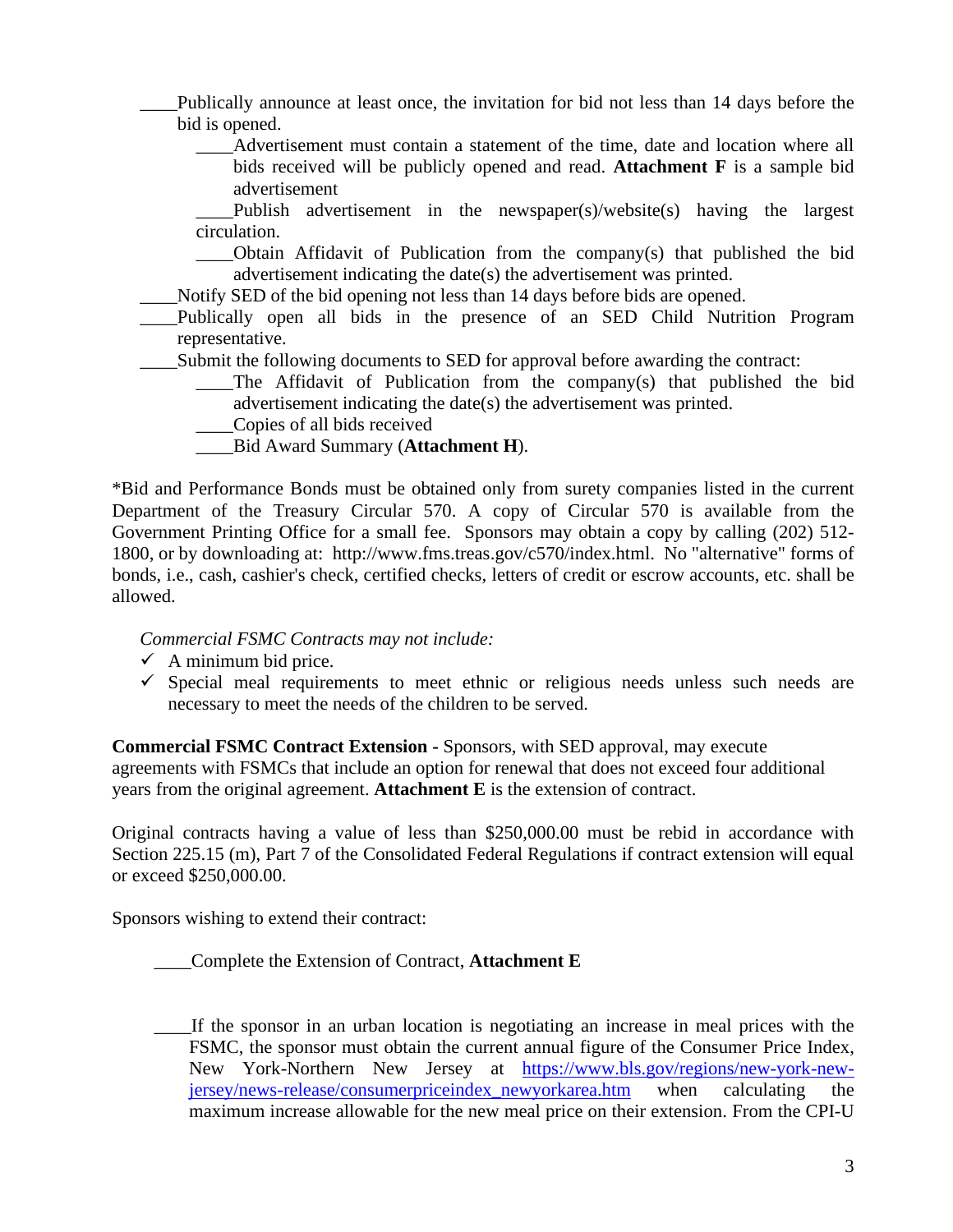____Publically announce at least once, the invitation for bid not less than 14 days before the bid is opened.

____Advertisement must contain a statement of the time, date and location where all bids received will be publicly opened and read. **Attachment F** is a sample bid advertisement

____Publish advertisement in the newspaper(s)/website(s) having the largest circulation.

____Obtain Affidavit of Publication from the company(s) that published the bid advertisement indicating the date(s) the advertisement was printed.

____Notify SED of the bid opening not less than 14 days before bids are opened.

____Publically open all bids in the presence of an SED Child Nutrition Program representative.

____Submit the following documents to SED for approval before awarding the contract:

____The Affidavit of Publication from the company(s) that published the bid advertisement indicating the date(s) the advertisement was printed.

____Copies of all bids received

____Bid Award Summary (**Attachment H**).

*Bid and Performance Bonds must be obtained only from surety companies listed in the current Department of the Treasury Circular 570. A copy of Circular 570 is available from the Government Printing Office for a small fee. Sponsors may obtain a copy by calling (202) 512-1800, or by downloading at: http://www.fms.treas.gov/c570/index.html. No "alternative" forms of bonds, i.e., cash, cashier's check, certified checks, letters of credit or escrow accounts, etc. shall be allowed.

*Commercial FSMC Contracts may not include:*

- ✓ A minimum bid price.
- ✓ Special meal requirements to meet ethnic or religious needs unless such needs are necessary to meet the needs of the children to be served.

**Commercial FSMC Contract Extension -** Sponsors, with SED approval, may execute agreements with FSMCs that include an option for renewal that does not exceed four additional years from the original agreement. **Attachment E** is the extension of contract.

Original contracts having a value of less than $250,000.00 must be rebid in accordance with Section 225.15 (m), Part 7 of the Consolidated Federal Regulations if contract extension will equal or exceed $250,000.00.

Sponsors wishing to extend their contract:

____Complete the Extension of Contract, **Attachment E**

____If the sponsor in an urban location is negotiating an increase in meal prices with the FSMC, the sponsor must obtain the current annual figure of the Consumer Price Index, New York-Northern New Jersey at [https://www.bls.gov/regions/new-york-new-jersey/news-release/consumerpriceindex_newyorkarea.htm](https://www.bls.gov/regions/new-york-new-jersey/news-release/consumerpriceindex_newyorkarea.htm) when calculating the maximum increase allowable for the new meal price on their extension. From the CPI-U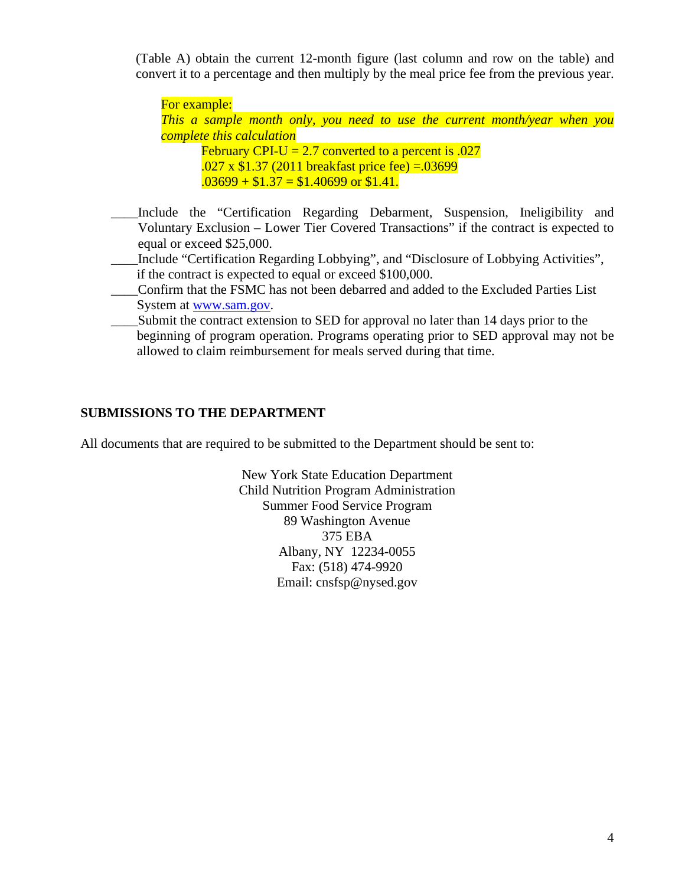(Table A) obtain the current 12-month figure (last column and row on the table) and convert it to a percentage and then multiply by the meal price fee from the previous year.

For example:
*This a sample month only, you need to use the current month/year when you complete this calculation*

February CPI-U = 2.7 converted to a percent is .027
.027 x $1.37 (2011 breakfast price fee) =.03699
.03699 + $1.37 = $1.40699 or $1.41.

____Include the "Certification Regarding Debarment, Suspension, Ineligibility and Voluntary Exclusion – Lower Tier Covered Transactions" if the contract is expected to equal or exceed $25,000.

____Include "Certification Regarding Lobbying", and "Disclosure of Lobbying Activities", if the contract is expected to equal or exceed $100,000.

____Confirm that the FSMC has not been debarred and added to the Excluded Parties List System at www.sam.gov.

____Submit the contract extension to SED for approval no later than 14 days prior to the beginning of program operation. Programs operating prior to SED approval may not be allowed to claim reimbursement for meals served during that time.

**SUBMISSIONS TO THE DEPARTMENT**

All documents that are required to be submitted to the Department should be sent to:

New York State Education Department
Child Nutrition Program Administration
Summer Food Service Program
89 Washington Avenue
375 EBA
Albany, NY 12234-0055
Fax: (518) 474-9920
Email: cnsfsp@nysed.gov